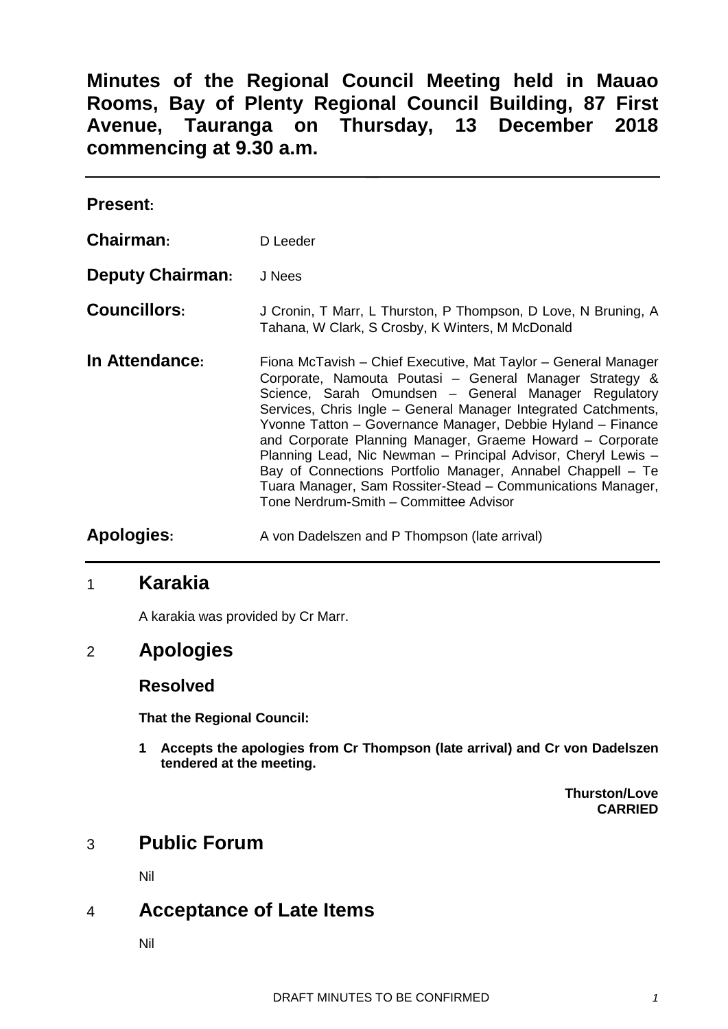# Minutes of the Regional Council Meeting held in Mauao Rooms, Bay of Plenty Regional Council Building, 87 First Avenue, Tauranga on Thursday, 13 December 2018 commencing at 9.30 a.m.

**Present:**

**Chairman:** D Leeder

**Deputy Chairman:** J Nees

**Councillors:** J Cronin, T Marr, L Thurston, P Thompson, D Love, N Bruning, A Tahana, W Clark, S Crosby, K Winters, M McDonald

**In Attendance:** Fiona McTavish – Chief Executive, Mat Taylor – General Manager Corporate, Namouta Poutasi – General Manager Strategy & Science, Sarah Omundsen – General Manager Regulatory Services, Chris Ingle – General Manager Integrated Catchments, Yvonne Tatton – Governance Manager, Debbie Hyland – Finance and Corporate Planning Manager, Graeme Howard – Corporate Planning Lead, Nic Newman – Principal Advisor, Cheryl Lewis – Bay of Connections Portfolio Manager, Annabel Chappell – Te Tuara Manager, Sam Rossiter-Stead – Communications Manager, Tone Nerdrum-Smith – Committee Advisor

**Apologies:** A von Dadelszen and P Thompson (late arrival)

## 1 Karakia

A karakia was provided by Cr Marr.

## 2 Apologies

### Resolved

**That the Regional Council:**

**1 Accepts the apologies from Cr Thompson (late arrival) and Cr von Dadelszen tendered at the meeting.**

**Thurston/Love**
**CARRIED**

## 3 Public Forum

Nil

## 4 Acceptance of Late Items

Nil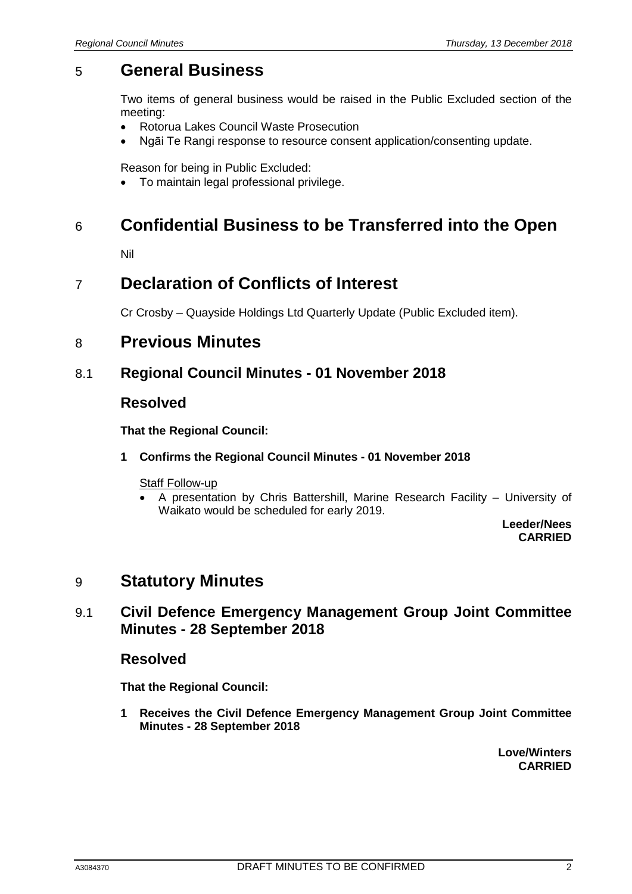## 5 General Business

Two items of general business would be raised in the Public Excluded section of the meeting:

- Rotorua Lakes Council Waste Prosecution
- Ngāi Te Rangi response to resource consent application/consenting update.

Reason for being in Public Excluded:

- To maintain legal professional privilege.

## 6 Confidential Business to be Transferred into the Open

Nil

## 7 Declaration of Conflicts of Interest

Cr Crosby – Quayside Holdings Ltd Quarterly Update (Public Excluded item).

## 8 Previous Minutes

### 8.1 Regional Council Minutes - 01 November 2018

### Resolved

**That the Regional Council:**

**1 Confirms the Regional Council Minutes - 01 November 2018**

Staff Follow-up

- A presentation by Chris Battershill, Marine Research Facility – University of Waikato would be scheduled for early 2019.

**Leeder/Nees**
**CARRIED**

## 9 Statutory Minutes

### 9.1 Civil Defence Emergency Management Group Joint Committee Minutes - 28 September 2018

### Resolved

**That the Regional Council:**

**1 Receives the Civil Defence Emergency Management Group Joint Committee Minutes - 28 September 2018**

**Love/Winters**
**CARRIED**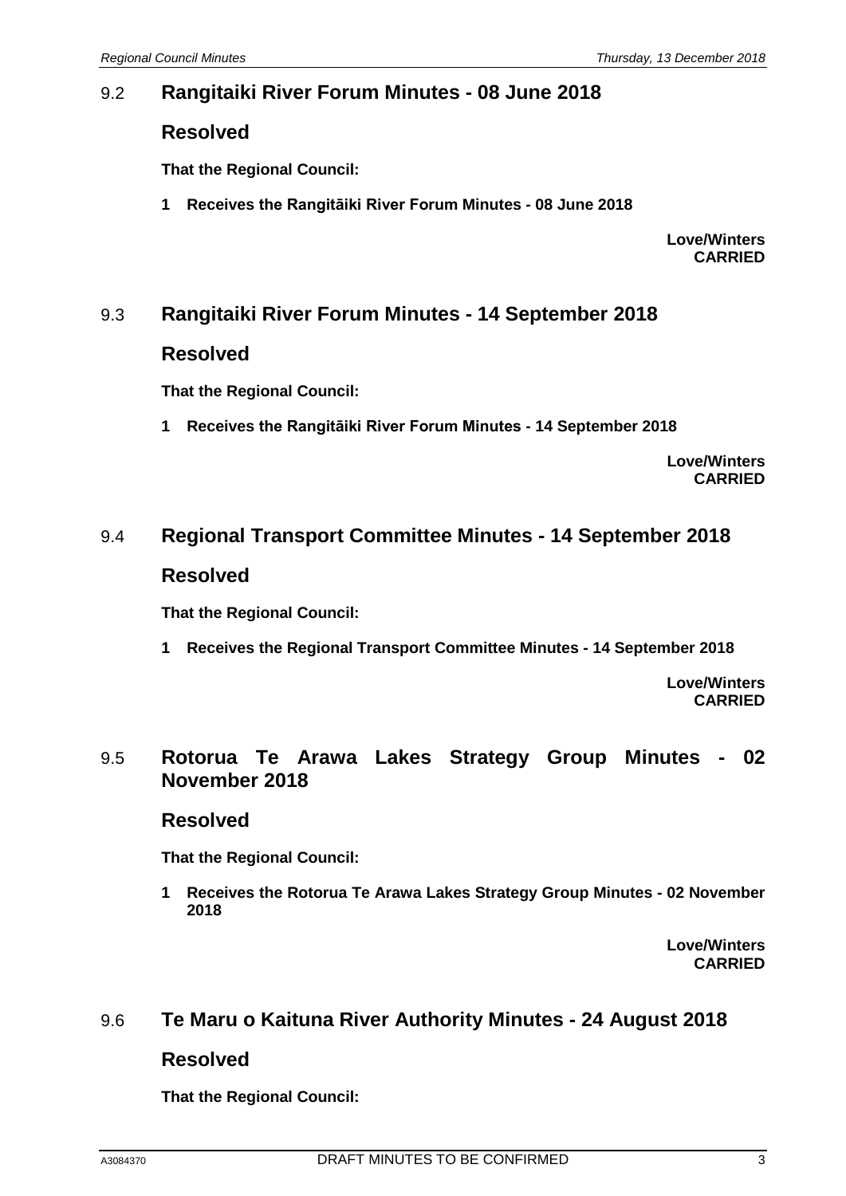## 9.2 Rangitaiki River Forum Minutes - 08 June 2018

### Resolved

**That the Regional Council:**

**1 Receives the Rangitāiki River Forum Minutes - 08 June 2018**

**Love/Winters**
**CARRIED**

## 9.3 Rangitaiki River Forum Minutes - 14 September 2018

### Resolved

**That the Regional Council:**

**1 Receives the Rangitāiki River Forum Minutes - 14 September 2018**

**Love/Winters**
**CARRIED**

## 9.4 Regional Transport Committee Minutes - 14 September 2018

### Resolved

**That the Regional Council:**

**1 Receives the Regional Transport Committee Minutes - 14 September 2018**

**Love/Winters**
**CARRIED**

## 9.5 Rotorua Te Arawa Lakes Strategy Group Minutes - 02 November 2018

### Resolved

**That the Regional Council:**

**1 Receives the Rotorua Te Arawa Lakes Strategy Group Minutes - 02 November 2018**

**Love/Winters**
**CARRIED**

## 9.6 Te Maru o Kaituna River Authority Minutes - 24 August 2018

### Resolved

**That the Regional Council:**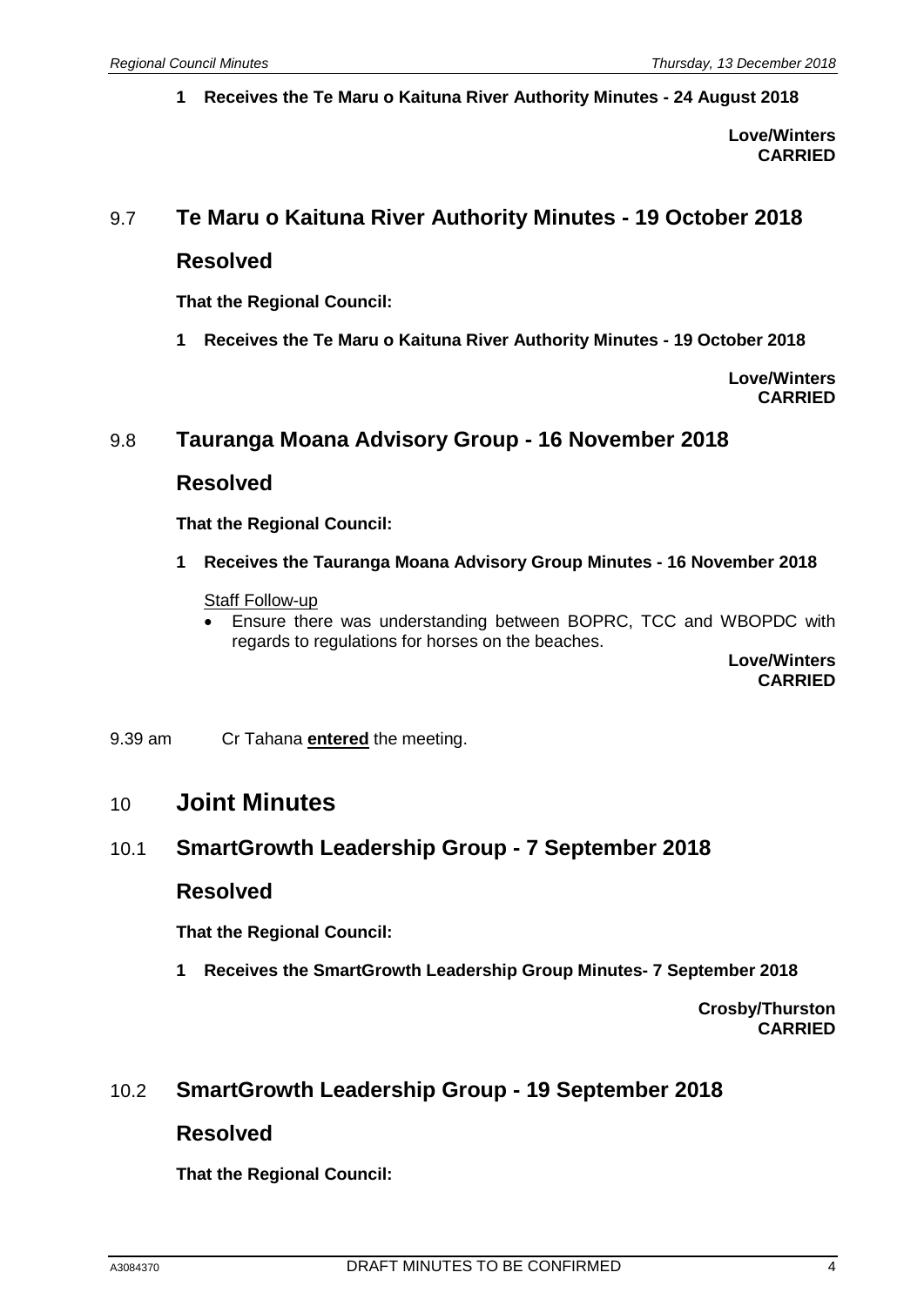**1 Receives the Te Maru o Kaituna River Authority Minutes - 24 August 2018**

**Love/Winters**
**CARRIED**

## 9.7 Te Maru o Kaituna River Authority Minutes - 19 October 2018

### Resolved

**That the Regional Council:**

**1 Receives the Te Maru o Kaituna River Authority Minutes - 19 October 2018**

**Love/Winters**
**CARRIED**

## 9.8 Tauranga Moana Advisory Group - 16 November 2018

### Resolved

**That the Regional Council:**

**1 Receives the Tauranga Moana Advisory Group Minutes - 16 November 2018**

Staff Follow-up

- Ensure there was understanding between BOPRC, TCC and WBOPDC with regards to regulations for horses on the beaches.

**Love/Winters**
**CARRIED**

9.39 am Cr Tahana **entered** the meeting.

# 10 Joint Minutes

## 10.1 SmartGrowth Leadership Group - 7 September 2018

### Resolved

**That the Regional Council:**

**1 Receives the SmartGrowth Leadership Group Minutes- 7 September 2018**

**Crosby/Thurston**
**CARRIED**

## 10.2 SmartGrowth Leadership Group - 19 September 2018

### Resolved

**That the Regional Council:**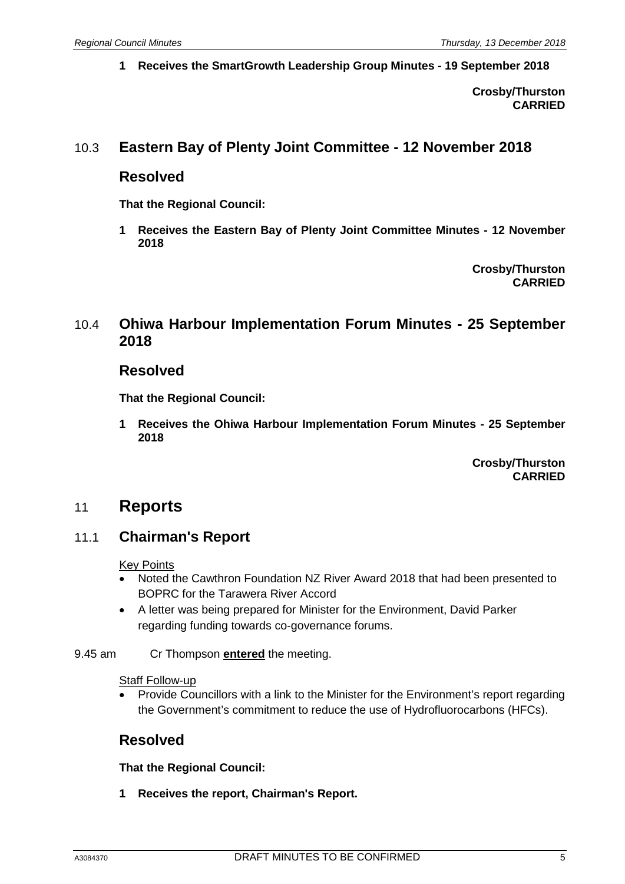**1 Receives the SmartGrowth Leadership Group Minutes - 19 September 2018**

**Crosby/Thurston**
**CARRIED**

## 10.3 Eastern Bay of Plenty Joint Committee - 12 November 2018

### Resolved

**That the Regional Council:**

**1 Receives the Eastern Bay of Plenty Joint Committee Minutes - 12 November 2018**

**Crosby/Thurston**
**CARRIED**

## 10.4 Ohiwa Harbour Implementation Forum Minutes - 25 September 2018

### Resolved

**That the Regional Council:**

**1 Receives the Ohiwa Harbour Implementation Forum Minutes - 25 September 2018**

**Crosby/Thurston**
**CARRIED**

# 11 Reports

## 11.1 Chairman's Report

Key Points

- Noted the Cawthron Foundation NZ River Award 2018 that had been presented to BOPRC for the Tarawera River Accord
- A letter was being prepared for Minister for the Environment, David Parker regarding funding towards co-governance forums.

9.45 am Cr Thompson **entered** the meeting.

Staff Follow-up

- Provide Councillors with a link to the Minister for the Environment's report regarding the Government's commitment to reduce the use of Hydrofluorocarbons (HFCs).

### Resolved

**That the Regional Council:**

**1 Receives the report, Chairman's Report.**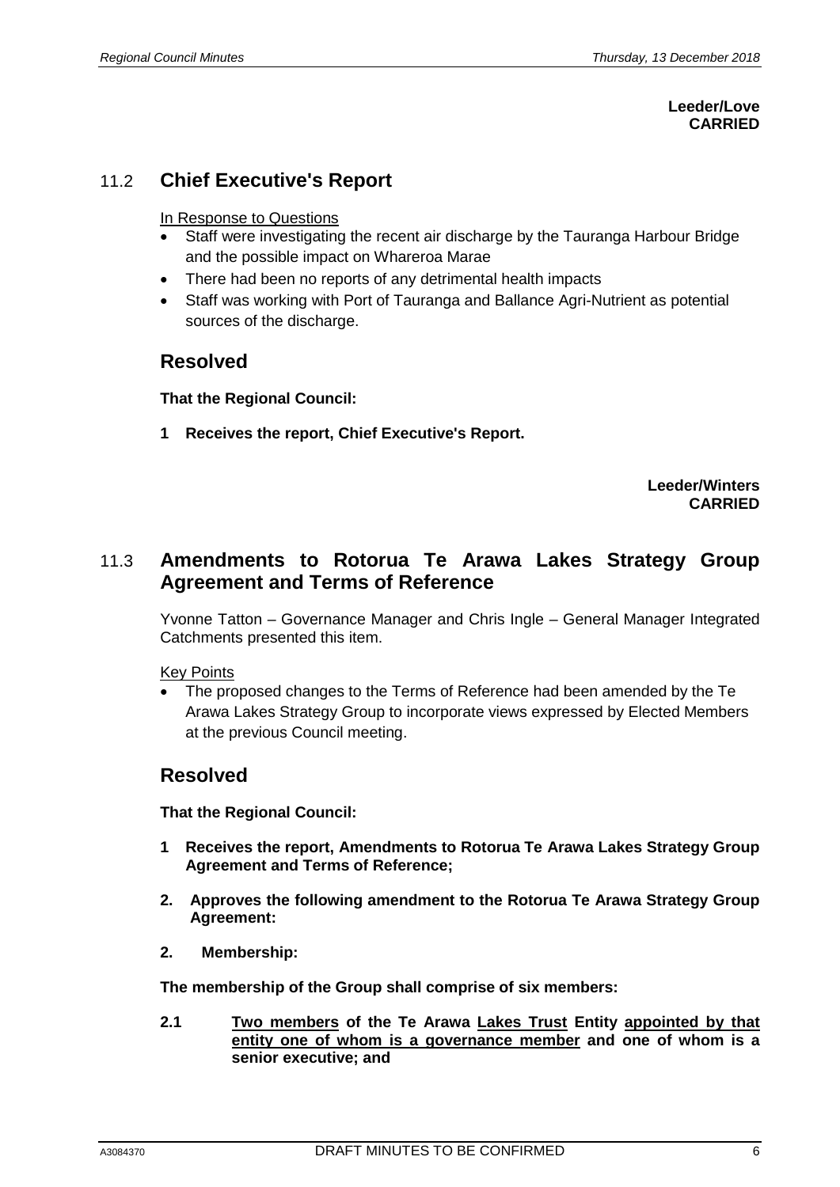**Leeder/Love**
**CARRIED**

## 11.2 Chief Executive's Report

In Response to Questions

- Staff were investigating the recent air discharge by the Tauranga Harbour Bridge and the possible impact on Whareroa Marae
- There had been no reports of any detrimental health impacts
- Staff was working with Port of Tauranga and Ballance Agri-Nutrient as potential sources of the discharge.

### Resolved

**That the Regional Council:**

**1 Receives the report, Chief Executive's Report.**

**Leeder/Winters**
**CARRIED**

## 11.3 Amendments to Rotorua Te Arawa Lakes Strategy Group Agreement and Terms of Reference

Yvonne Tatton – Governance Manager and Chris Ingle – General Manager Integrated Catchments presented this item.

Key Points

- The proposed changes to the Terms of Reference had been amended by the Te Arawa Lakes Strategy Group to incorporate views expressed by Elected Members at the previous Council meeting.

### Resolved

**That the Regional Council:**

**1 Receives the report, Amendments to Rotorua Te Arawa Lakes Strategy Group Agreement and Terms of Reference;**

**2. Approves the following amendment to the Rotorua Te Arawa Strategy Group Agreement:**

**2. Membership:**

**The membership of the Group shall comprise of six members:**

**2.1 Two members of the Te Arawa Lakes Trust Entity appointed by that entity one of whom is a governance member and one of whom is a senior executive; and**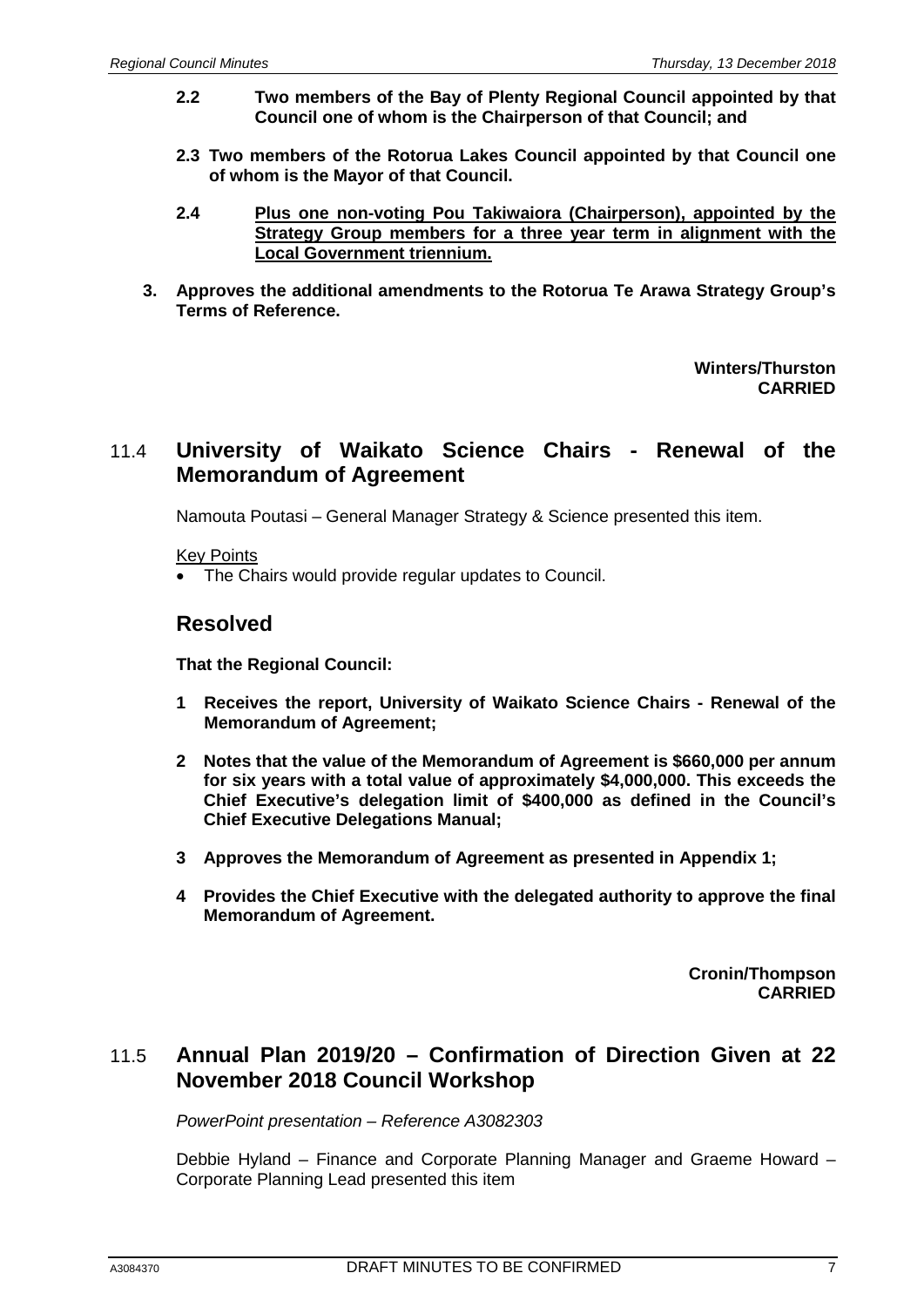**2.2 Two members of the Bay of Plenty Regional Council appointed by that Council one of whom is the Chairperson of that Council; and**

**2.3 Two members of the Rotorua Lakes Council appointed by that Council one of whom is the Mayor of that Council.**

**2.4 <u>Plus one non-voting Pou Takiwaiora (Chairperson), appointed by the Strategy Group members for a three year term in alignment with the Local Government triennium.</u>**

**3. Approves the additional amendments to the Rotorua Te Arawa Strategy Group's Terms of Reference.**

**Winters/Thurston**
**CARRIED**

## 11.4 University of Waikato Science Chairs - Renewal of the Memorandum of Agreement

Namouta Poutasi – General Manager Strategy & Science presented this item.

<u>Key Points</u>

- The Chairs would provide regular updates to Council.

### Resolved

**That the Regional Council:**

**1 Receives the report, University of Waikato Science Chairs - Renewal of the Memorandum of Agreement;**

**2 Notes that the value of the Memorandum of Agreement is $660,000 per annum for six years with a total value of approximately $4,000,000. This exceeds the Chief Executive's delegation limit of $400,000 as defined in the Council's Chief Executive Delegations Manual;**

**3 Approves the Memorandum of Agreement as presented in Appendix 1;**

**4 Provides the Chief Executive with the delegated authority to approve the final Memorandum of Agreement.**

**Cronin/Thompson**
**CARRIED**

## 11.5 Annual Plan 2019/20 – Confirmation of Direction Given at 22 November 2018 Council Workshop

*PowerPoint presentation – Reference A3082303*

Debbie Hyland – Finance and Corporate Planning Manager and Graeme Howard – Corporate Planning Lead presented this item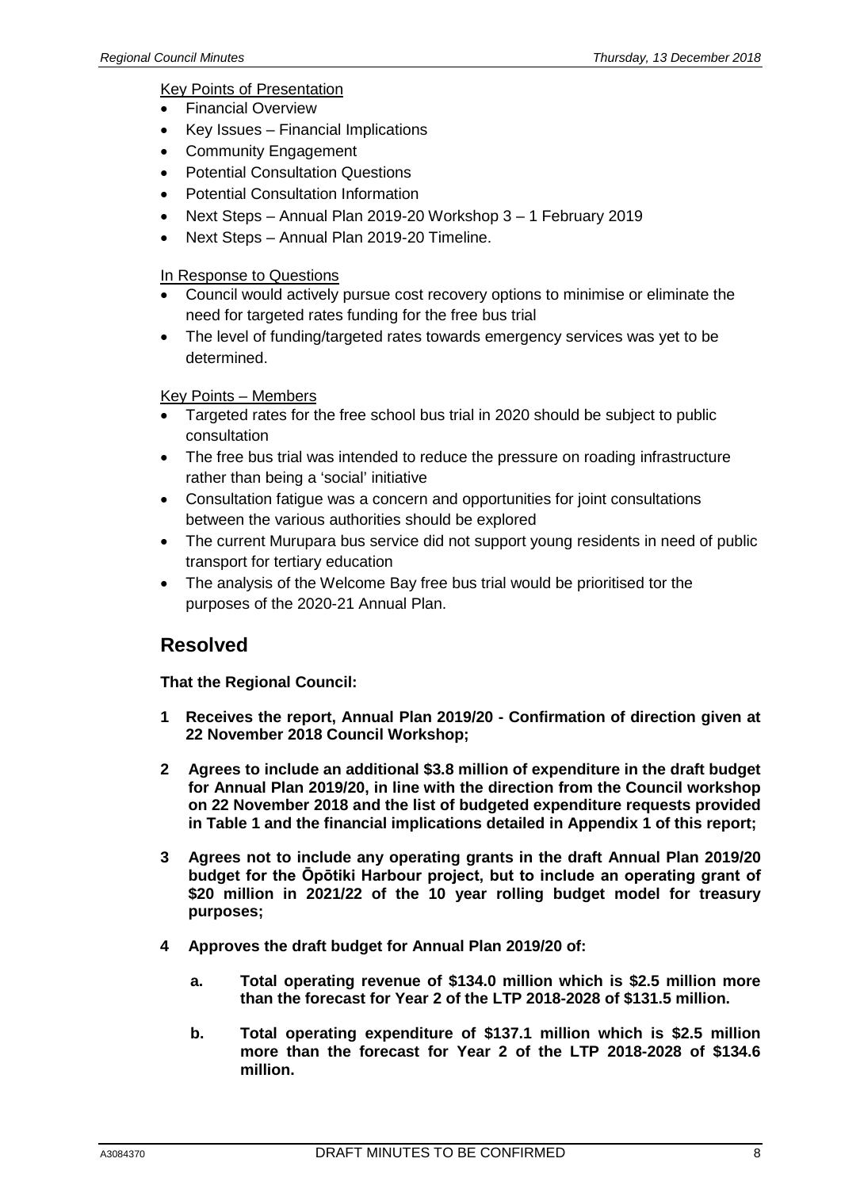Key Points of Presentation

- Financial Overview
- Key Issues – Financial Implications
- Community Engagement
- Potential Consultation Questions
- Potential Consultation Information
- Next Steps – Annual Plan 2019-20 Workshop 3 – 1 February 2019
- Next Steps – Annual Plan 2019-20 Timeline.

In Response to Questions

- Council would actively pursue cost recovery options to minimise or eliminate the need for targeted rates funding for the free bus trial
- The level of funding/targeted rates towards emergency services was yet to be determined.

Key Points – Members

- Targeted rates for the free school bus trial in 2020 should be subject to public consultation
- The free bus trial was intended to reduce the pressure on roading infrastructure rather than being a 'social' initiative
- Consultation fatigue was a concern and opportunities for joint consultations between the various authorities should be explored
- The current Murupara bus service did not support young residents in need of public transport for tertiary education
- The analysis of the Welcome Bay free bus trial would be prioritised tor the purposes of the 2020-21 Annual Plan.

## Resolved

**That the Regional Council:**

**1 Receives the report, Annual Plan 2019/20 - Confirmation of direction given at 22 November 2018 Council Workshop;**

**2 Agrees to include an additional $3.8 million of expenditure in the draft budget for Annual Plan 2019/20, in line with the direction from the Council workshop on 22 November 2018 and the list of budgeted expenditure requests provided in Table 1 and the financial implications detailed in Appendix 1 of this report;**

**3 Agrees not to include any operating grants in the draft Annual Plan 2019/20 budget for the Ōpōtiki Harbour project, but to include an operating grant of $20 million in 2021/22 of the 10 year rolling budget model for treasury purposes;**

**4 Approves the draft budget for Annual Plan 2019/20 of:**

**a. Total operating revenue of $134.0 million which is $2.5 million more than the forecast for Year 2 of the LTP 2018-2028 of $131.5 million.**

**b. Total operating expenditure of $137.1 million which is $2.5 million more than the forecast for Year 2 of the LTP 2018-2028 of $134.6 million.**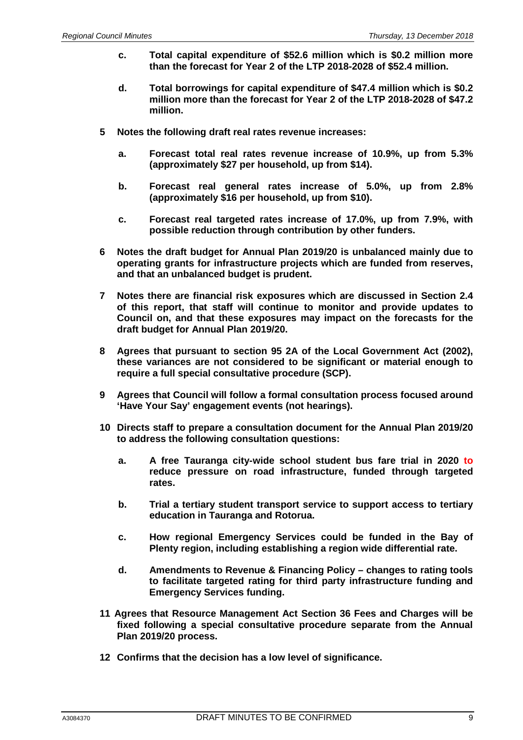c. **Total capital expenditure of $52.6 million which is $0.2 million more than the forecast for Year 2 of the LTP 2018-2028 of $52.4 million.**

d. **Total borrowings for capital expenditure of $47.4 million which is $0.2 million more than the forecast for Year 2 of the LTP 2018-2028 of $47.2 million.**

**5 Notes the following draft real rates revenue increases:**

a. **Forecast total real rates revenue increase of 10.9%, up from 5.3% (approximately $27 per household, up from $14).**

b. **Forecast real general rates increase of 5.0%, up from 2.8% (approximately $16 per household, up from $10).**

c. **Forecast real targeted rates increase of 17.0%, up from 7.9%, with possible reduction through contribution by other funders.**

**6 Notes the draft budget for Annual Plan 2019/20 is unbalanced mainly due to operating grants for infrastructure projects which are funded from reserves, and that an unbalanced budget is prudent.**

**7 Notes there are financial risk exposures which are discussed in Section 2.4 of this report, that staff will continue to monitor and provide updates to Council on, and that these exposures may impact on the forecasts for the draft budget for Annual Plan 2019/20.**

**8 Agrees that pursuant to section 95 2A of the Local Government Act (2002), these variances are not considered to be significant or material enough to require a full special consultative procedure (SCP).**

**9 Agrees that Council will follow a formal consultation process focused around 'Have Your Say' engagement events (not hearings).**

**10 Directs staff to prepare a consultation document for the Annual Plan 2019/20 to address the following consultation questions:**

a. **A free Tauranga city-wide school student bus fare trial in 2020 to reduce pressure on road infrastructure, funded through targeted rates.**

b. **Trial a tertiary student transport service to support access to tertiary education in Tauranga and Rotorua.**

c. **How regional Emergency Services could be funded in the Bay of Plenty region, including establishing a region wide differential rate.**

d. **Amendments to Revenue & Financing Policy – changes to rating tools to facilitate targeted rating for third party infrastructure funding and Emergency Services funding.**

**11 Agrees that Resource Management Act Section 36 Fees and Charges will be fixed following a special consultative procedure separate from the Annual Plan 2019/20 process.**

**12 Confirms that the decision has a low level of significance.**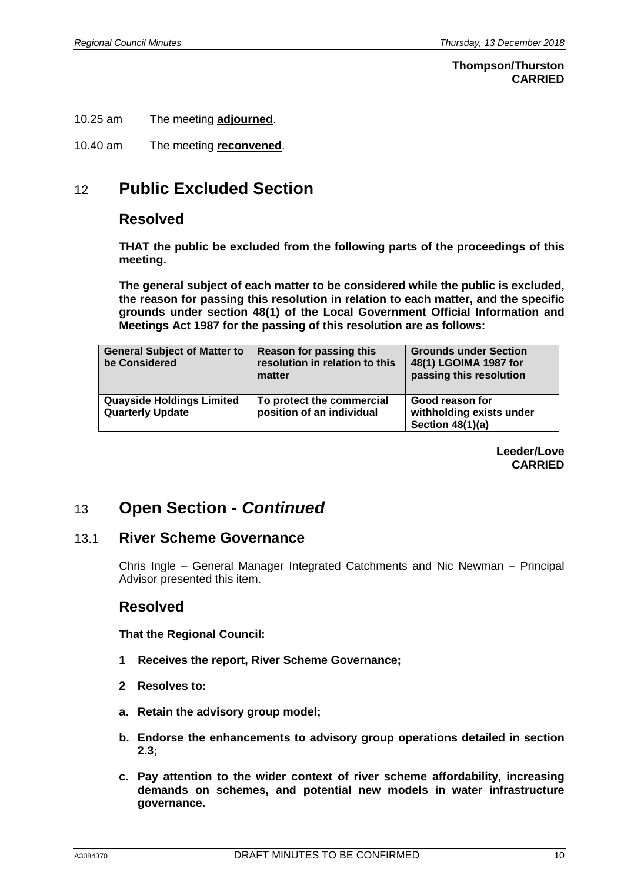**Thompson/Thurston**
**CARRIED**

10.25 am The meeting **adjourned**.

10.40 am The meeting **reconvened**.

# 12 Public Excluded Section

## Resolved

**THAT the public be excluded from the following parts of the proceedings of this meeting.**

**The general subject of each matter to be considered while the public is excluded, the reason for passing this resolution in relation to each matter, and the specific grounds under section 48(1) of the Local Government Official Information and Meetings Act 1987 for the passing of this resolution are as follows:**

| General Subject of Matter to be Considered | Reason for passing this resolution in relation to this matter | Grounds under Section 48(1) LGOIMA 1987 for passing this resolution |
|---|---|---|
| Quayside Holdings Limited Quarterly Update | To protect the commercial position of an individual | Good reason for withholding exists under Section 48(1)(a) |

**Leeder/Love**
**CARRIED**

# 13 Open Section - *Continued*

## 13.1 River Scheme Governance

Chris Ingle – General Manager Integrated Catchments and Nic Newman – Principal Advisor presented this item.

## Resolved

**That the Regional Council:**

**1 Receives the report, River Scheme Governance;**

**2 Resolves to:**

**a. Retain the advisory group model;**

**b. Endorse the enhancements to advisory group operations detailed in section 2.3;**

**c. Pay attention to the wider context of river scheme affordability, increasing demands on schemes, and potential new models in water infrastructure governance.**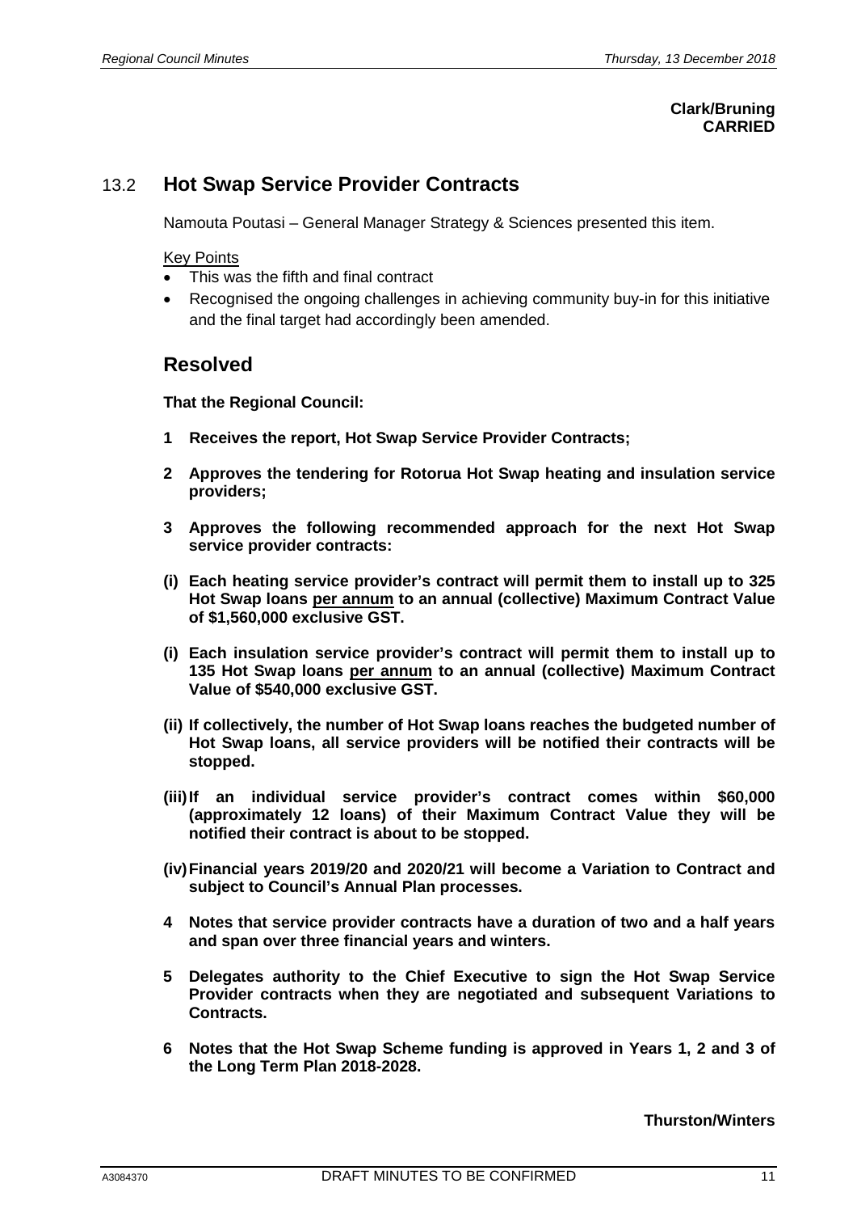**Clark/Bruning**
**CARRIED**

## 13.2 Hot Swap Service Provider Contracts

Namouta Poutasi – General Manager Strategy & Sciences presented this item.

Key Points

- This was the fifth and final contract
- Recognised the ongoing challenges in achieving community buy-in for this initiative and the final target had accordingly been amended.

## Resolved

**That the Regional Council:**

**1 Receives the report, Hot Swap Service Provider Contracts;**

**2 Approves the tendering for Rotorua Hot Swap heating and insulation service providers;**

**3 Approves the following recommended approach for the next Hot Swap service provider contracts:**

**(i) Each heating service provider's contract will permit them to install up to 325 Hot Swap loans per annum to an annual (collective) Maximum Contract Value of $1,560,000 exclusive GST.**

**(i) Each insulation service provider's contract will permit them to install up to 135 Hot Swap loans per annum to an annual (collective) Maximum Contract Value of $540,000 exclusive GST.**

**(ii) If collectively, the number of Hot Swap loans reaches the budgeted number of Hot Swap loans, all service providers will be notified their contracts will be stopped.**

**(iii) If an individual service provider's contract comes within $60,000 (approximately 12 loans) of their Maximum Contract Value they will be notified their contract is about to be stopped.**

**(iv) Financial years 2019/20 and 2020/21 will become a Variation to Contract and subject to Council's Annual Plan processes.**

**4 Notes that service provider contracts have a duration of two and a half years and span over three financial years and winters.**

**5 Delegates authority to the Chief Executive to sign the Hot Swap Service Provider contracts when they are negotiated and subsequent Variations to Contracts.**

**6 Notes that the Hot Swap Scheme funding is approved in Years 1, 2 and 3 of the Long Term Plan 2018-2028.**

**Thurston/Winters**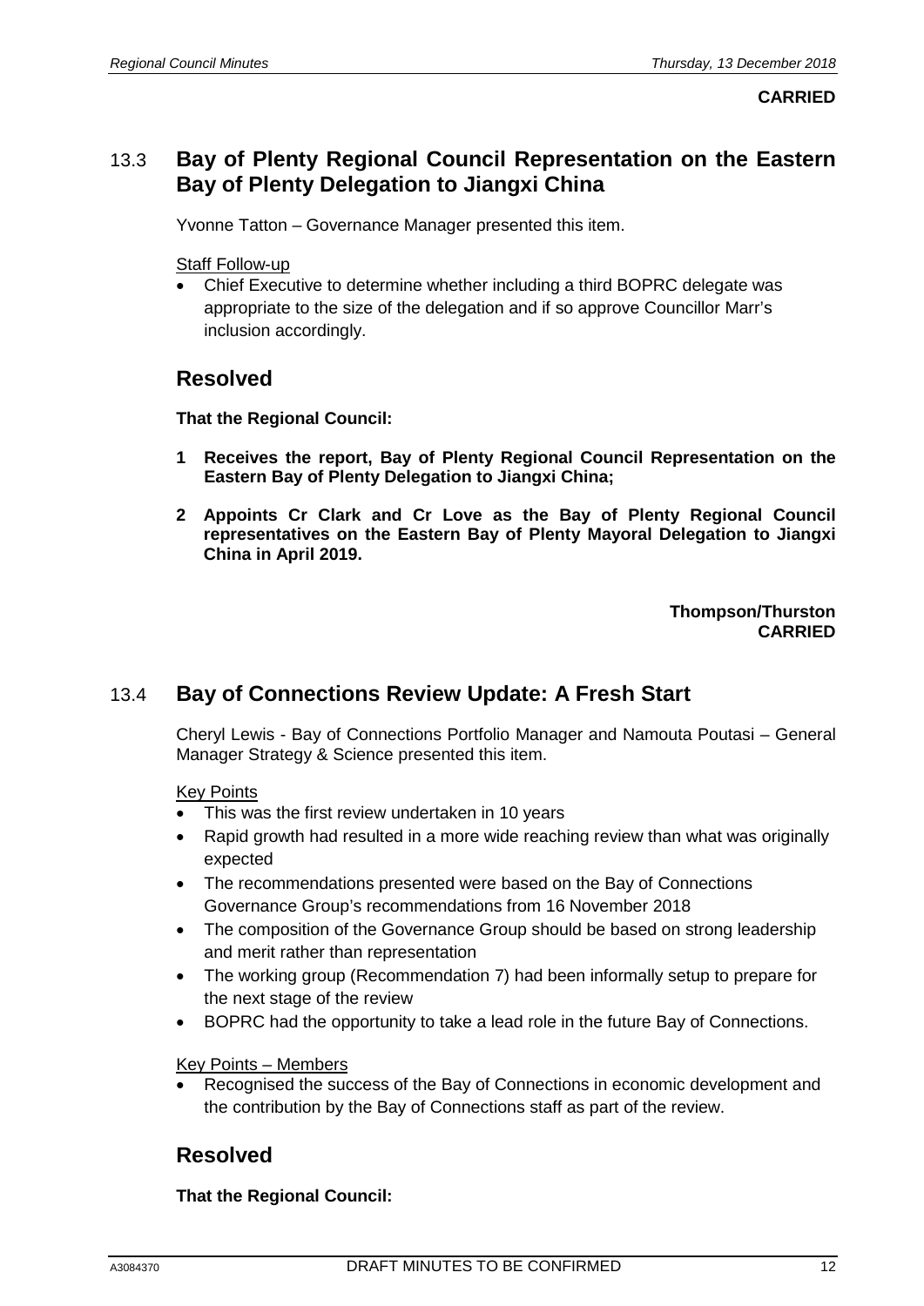**CARRIED**

## 13.3 Bay of Plenty Regional Council Representation on the Eastern Bay of Plenty Delegation to Jiangxi China

Yvonne Tatton – Governance Manager presented this item.

Staff Follow-up

- Chief Executive to determine whether including a third BOPRC delegate was appropriate to the size of the delegation and if so approve Councillor Marr's inclusion accordingly.

### Resolved

**That the Regional Council:**

**1 Receives the report, Bay of Plenty Regional Council Representation on the Eastern Bay of Plenty Delegation to Jiangxi China;**

**2 Appoints Cr Clark and Cr Love as the Bay of Plenty Regional Council representatives on the Eastern Bay of Plenty Mayoral Delegation to Jiangxi China in April 2019.**

**Thompson/Thurston**
**CARRIED**

## 13.4 Bay of Connections Review Update: A Fresh Start

Cheryl Lewis - Bay of Connections Portfolio Manager and Namouta Poutasi – General Manager Strategy & Science presented this item.

Key Points

- This was the first review undertaken in 10 years
- Rapid growth had resulted in a more wide reaching review than what was originally expected
- The recommendations presented were based on the Bay of Connections Governance Group's recommendations from 16 November 2018
- The composition of the Governance Group should be based on strong leadership and merit rather than representation
- The working group (Recommendation 7) had been informally setup to prepare for the next stage of the review
- BOPRC had the opportunity to take a lead role in the future Bay of Connections.

Key Points – Members

- Recognised the success of the Bay of Connections in economic development and the contribution by the Bay of Connections staff as part of the review.

### Resolved

**That the Regional Council:**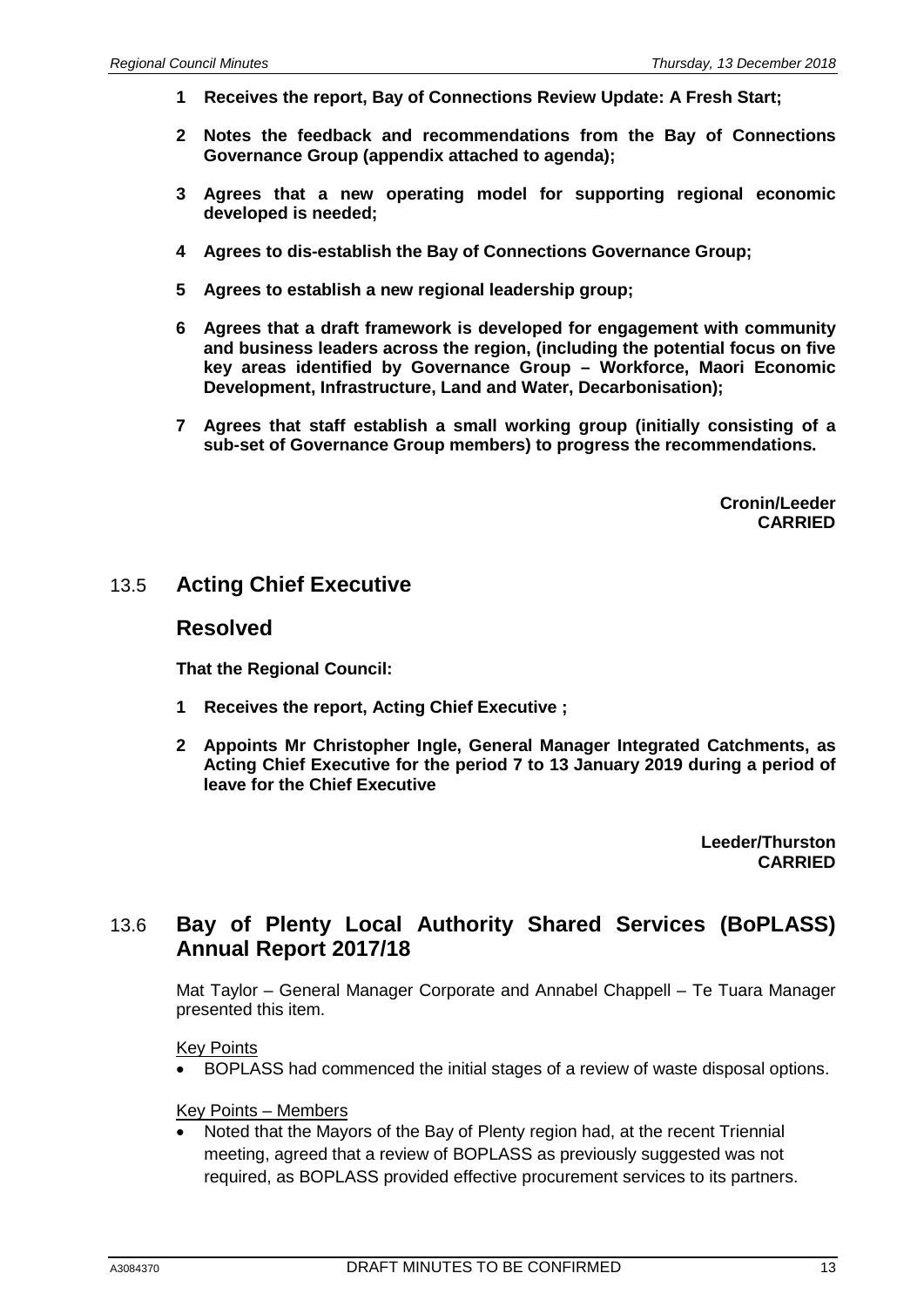**1 Receives the report, Bay of Connections Review Update: A Fresh Start;**

**2 Notes the feedback and recommendations from the Bay of Connections Governance Group (appendix attached to agenda);**

**3 Agrees that a new operating model for supporting regional economic developed is needed;**

**4 Agrees to dis-establish the Bay of Connections Governance Group;**

**5 Agrees to establish a new regional leadership group;**

**6 Agrees that a draft framework is developed for engagement with community and business leaders across the region, (including the potential focus on five key areas identified by Governance Group – Workforce, Maori Economic Development, Infrastructure, Land and Water, Decarbonisation);**

**7 Agrees that staff establish a small working group (initially consisting of a sub-set of Governance Group members) to progress the recommendations.**

**Cronin/Leeder**
**CARRIED**

## 13.5 Acting Chief Executive

### Resolved

**That the Regional Council:**

**1 Receives the report, Acting Chief Executive ;**

**2 Appoints Mr Christopher Ingle, General Manager Integrated Catchments, as Acting Chief Executive for the period 7 to 13 January 2019 during a period of leave for the Chief Executive**

**Leeder/Thurston**
**CARRIED**

## 13.6 Bay of Plenty Local Authority Shared Services (BoPLASS) Annual Report 2017/18

Mat Taylor – General Manager Corporate and Annabel Chappell – Te Tuara Manager presented this item.

Key Points

- BOPLASS had commenced the initial stages of a review of waste disposal options.

Key Points – Members

- Noted that the Mayors of the Bay of Plenty region had, at the recent Triennial meeting, agreed that a review of BOPLASS as previously suggested was not required, as BOPLASS provided effective procurement services to its partners.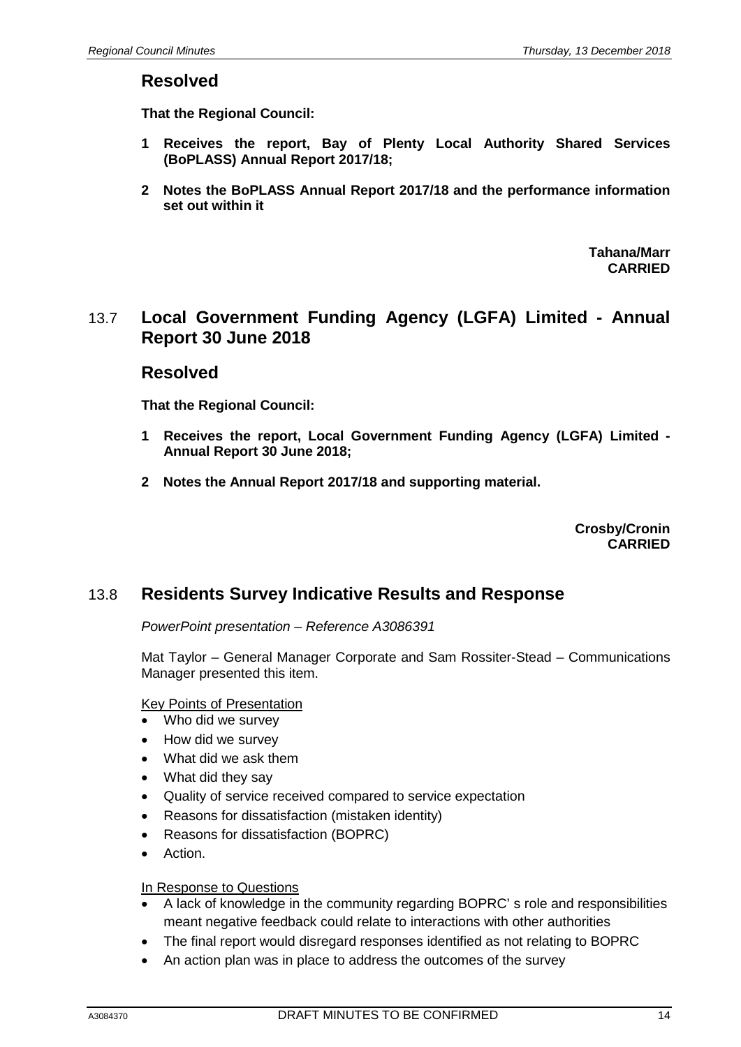## Resolved

**That the Regional Council:**

1. **Receives the report, Bay of Plenty Local Authority Shared Services (BoPLASS) Annual Report 2017/18;**
2. **Notes the BoPLASS Annual Report 2017/18 and the performance information set out within it**

**Tahana/Marr**
**CARRIED**

## 13.7 Local Government Funding Agency (LGFA) Limited - Annual Report 30 June 2018

## Resolved

**That the Regional Council:**

1. **Receives the report, Local Government Funding Agency (LGFA) Limited - Annual Report 30 June 2018;**
2. **Notes the Annual Report 2017/18 and supporting material.**

**Crosby/Cronin**
**CARRIED**

## 13.8 Residents Survey Indicative Results and Response

*PowerPoint presentation – Reference A3086391*

Mat Taylor – General Manager Corporate and Sam Rossiter-Stead – Communications Manager presented this item.

Key Points of Presentation

- Who did we survey
- How did we survey
- What did we ask them
- What did they say
- Quality of service received compared to service expectation
- Reasons for dissatisfaction (mistaken identity)
- Reasons for dissatisfaction (BOPRC)
- Action.

In Response to Questions

- A lack of knowledge in the community regarding BOPRC' s role and responsibilities meant negative feedback could relate to interactions with other authorities
- The final report would disregard responses identified as not relating to BOPRC
- An action plan was in place to address the outcomes of the survey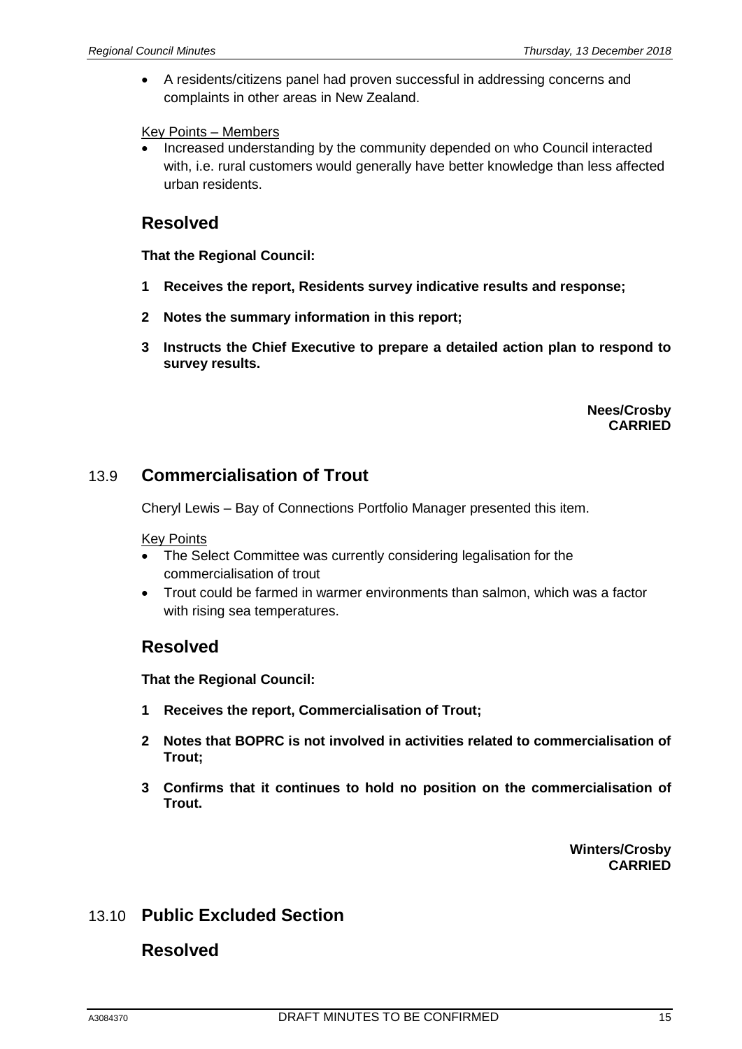- A residents/citizens panel had proven successful in addressing concerns and complaints in other areas in New Zealand.

Key Points – Members

- Increased understanding by the community depended on who Council interacted with, i.e. rural customers would generally have better knowledge than less affected urban residents.

## Resolved

**That the Regional Council:**

**1 Receives the report, Residents survey indicative results and response;**

**2 Notes the summary information in this report;**

**3 Instructs the Chief Executive to prepare a detailed action plan to respond to survey results.**

**Nees/Crosby**
**CARRIED**

## 13.9 Commercialisation of Trout

Cheryl Lewis – Bay of Connections Portfolio Manager presented this item.

Key Points

- The Select Committee was currently considering legalisation for the commercialisation of trout
- Trout could be farmed in warmer environments than salmon, which was a factor with rising sea temperatures.

## Resolved

**That the Regional Council:**

**1 Receives the report, Commercialisation of Trout;**

**2 Notes that BOPRC is not involved in activities related to commercialisation of Trout;**

**3 Confirms that it continues to hold no position on the commercialisation of Trout.**

**Winters/Crosby**
**CARRIED**

## 13.10 Public Excluded Section

## Resolved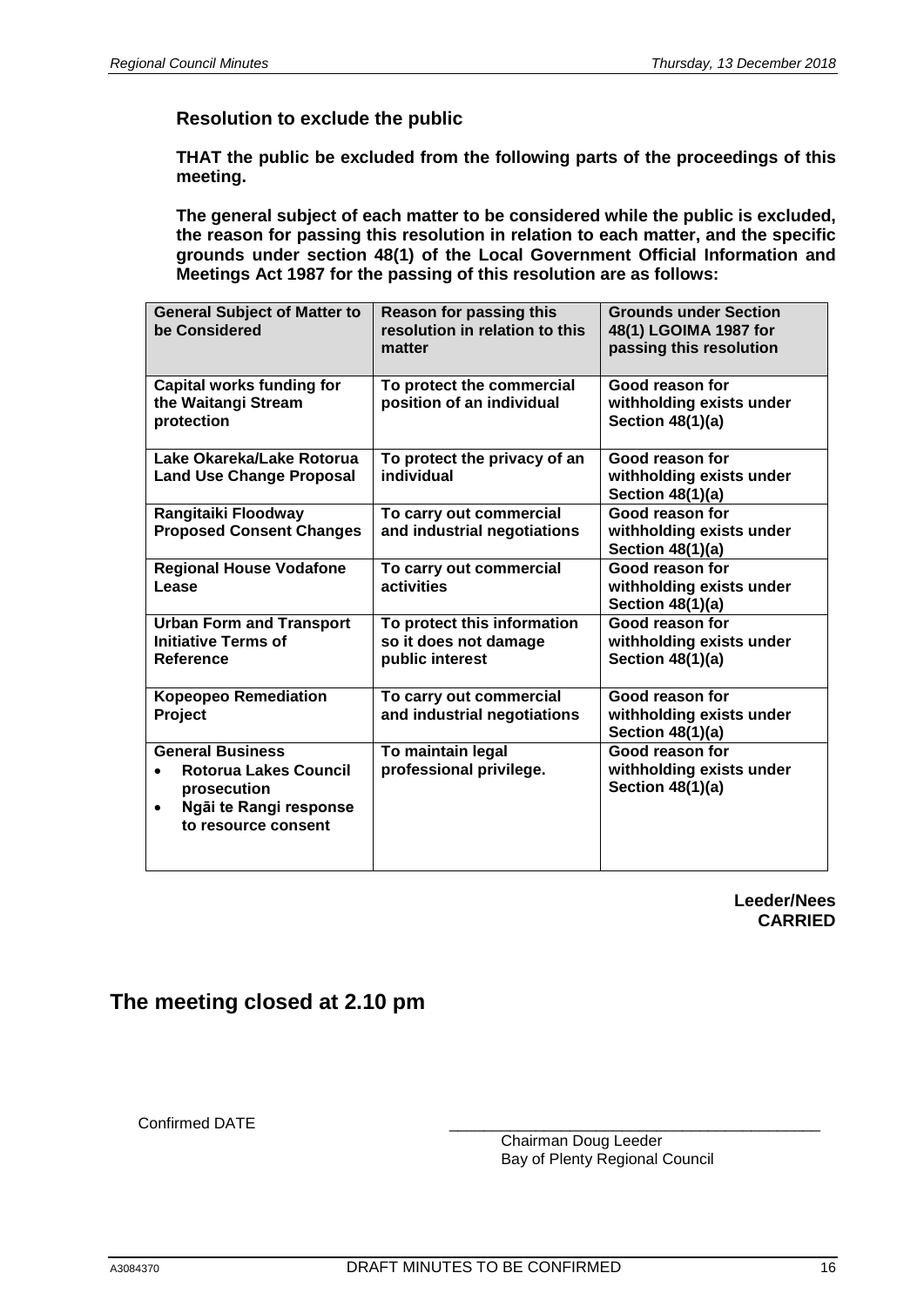**Resolution to exclude the public**

**THAT the public be excluded from the following parts of the proceedings of this meeting.**

**The general subject of each matter to be considered while the public is excluded, the reason for passing this resolution in relation to each matter, and the specific grounds under section 48(1) of the Local Government Official Information and Meetings Act 1987 for the passing of this resolution are as follows:**

| General Subject of Matter to be Considered | Reason for passing this resolution in relation to this matter | Grounds under Section 48(1) LGOIMA 1987 for passing this resolution |
|---|---|---|
| Capital works funding for the Waitangi Stream protection | To protect the commercial position of an individual | Good reason for withholding exists under Section 48(1)(a) |
| Lake Okareka/Lake Rotorua Land Use Change Proposal | To protect the privacy of an individual | Good reason for withholding exists under Section 48(1)(a) |
| Rangitaiki Floodway Proposed Consent Changes | To carry out commercial and industrial negotiations | Good reason for withholding exists under Section 48(1)(a) |
| Regional House Vodafone Lease | To carry out commercial activities | Good reason for withholding exists under Section 48(1)(a) |
| Urban Form and Transport Initiative Terms of Reference | To protect this information so it does not damage public interest | Good reason for withholding exists under Section 48(1)(a) |
| Kopeopeo Remediation Project | To carry out commercial and industrial negotiations | Good reason for withholding exists under Section 48(1)(a) |
| General Business<br>• Rotorua Lakes Council prosecution<br>• Ngāi te Rangi response to resource consent | To maintain legal professional privilege. | Good reason for withholding exists under Section 48(1)(a) |

**Leeder/Nees**
**CARRIED**

## The meeting closed at 2.10 pm

Confirmed DATE

\_\_\_\_\_\_\_\_\_\_\_\_\_\_\_\_\_\_\_\_\_\_\_\_\_\_\_\_\_\_\_\_\_\_\_\_\_\_\_\_\_\_
Chairman Doug Leeder
Bay of Plenty Regional Council